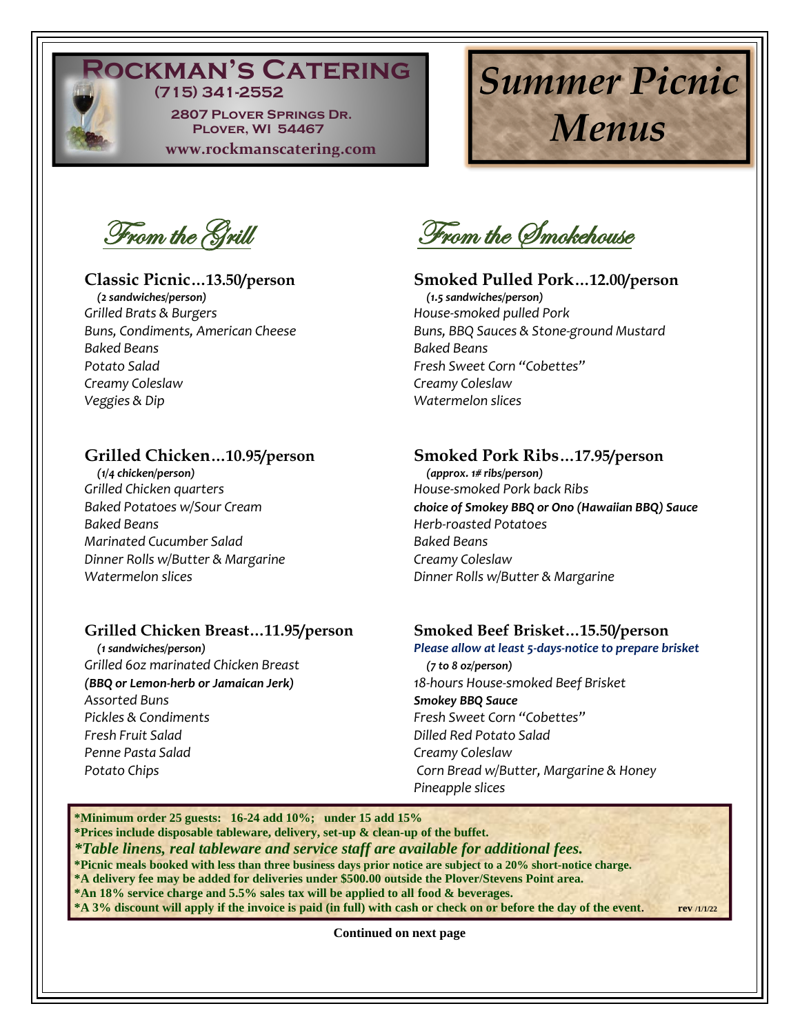# Rockman's Catering

(715) 341-2552

2807 Plover Springs Dr.
Plover, WI 54467

www.rockmanscatering.com

# *Summer Picnic Menus*

## From the Grill

### Classic Picnic…13.50/person

***(2 sandwiches/person)***
*Grilled Brats & Burgers*
*Buns, Condiments, American Cheese*
*Baked Beans*
*Potato Salad*
*Creamy Coleslaw*
*Veggies & Dip*

### Grilled Chicken…10.95/person

***(1/4 chicken/person)***
*Grilled Chicken quarters*
*Baked Potatoes w/Sour Cream*
*Baked Beans*
*Marinated Cucumber Salad*
*Dinner Rolls w/Butter & Margarine*
*Watermelon slices*

### Grilled Chicken Breast…11.95/person

***(1 sandwiches/person)***
*Grilled 6oz marinated Chicken Breast*
***(BBQ or Lemon-herb or Jamaican Jerk)***
*Assorted Buns*
*Pickles & Condiments*
*Fresh Fruit Salad*
*Penne Pasta Salad*
*Potato Chips*

## From the Smokehouse

### Smoked Pulled Pork…12.00/person

***(1.5 sandwiches/person)***
*House-smoked pulled Pork*
*Buns, BBQ Sauces & Stone-ground Mustard*
*Baked Beans*
*Fresh Sweet Corn "Cobettes"*
*Creamy Coleslaw*
*Watermelon slices*

### Smoked Pork Ribs…17.95/person

***(approx. 1# ribs/person)***
*House-smoked Pork back Ribs*
***choice of Smokey BBQ or Ono (Hawaiian BBQ) Sauce***
*Herb-roasted Potatoes*
*Baked Beans*
*Creamy Coleslaw*
*Dinner Rolls w/Butter & Margarine*

### Smoked Beef Brisket…15.50/person

***Please allow at least 5-days-notice to prepare brisket***
***(7 to 8 oz/person)***
*18-hours House-smoked Beef Brisket*
***Smokey BBQ Sauce***
*Fresh Sweet Corn "Cobettes"*
*Dilled Red Potato Salad*
*Creamy Coleslaw*
*Corn Bread w/Butter, Margarine & Honey*
*Pineapple slices*

**\*Minimum order 25 guests: 16-24 add 10%; under 15 add 15%**
**\*Prices include disposable tableware, delivery, set-up & clean-up of the buffet.**
***\*Table linens, real tableware and service staff are available for additional fees.***
**\*Picnic meals booked with less than three business days prior notice are subject to a 20% short-notice charge.**
**\*A delivery fee may be added for deliveries under $500.00 outside the Plover/Stevens Point area.**
**\*An 18% service charge and 5.5% sales tax will be applied to all food & beverages.**
**\*A 3% discount will apply if the invoice is paid (in full) with cash or check on or before the day of the event.** **rev /1/1/22**

**Continued on next page**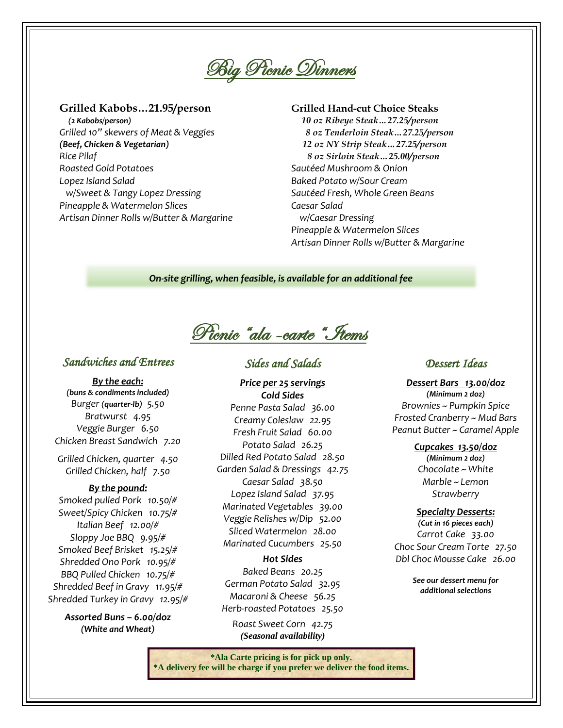# Big Picnic Dinners

### Grilled Kabobs…21.95/person

*(2 Kabobs/person)*
*Grilled 10" skewers of Meat & Veggies*
***(Beef, Chicken & Vegetarian)***
*Rice Pilaf*
*Roasted Gold Potatoes*
*Lopez Island Salad*
*w/Sweet & Tangy Lopez Dressing*
*Pineapple & Watermelon Slices*
*Artisan Dinner Rolls w/Butter & Margarine*

### Grilled Hand-cut Choice Steaks

***10 oz Ribeye Steak…27.25/person***
***8 oz Tenderloin Steak…27.25/person***
***12 oz NY Strip Steak…27.25/person***
***8 oz Sirloin Steak…25.00/person***
*Sautéed Mushroom & Onion*
*Baked Potato w/Sour Cream*
*Sautéed Fresh, Whole Green Beans*
*Caesar Salad*
*w/Caesar Dressing*
*Pineapple & Watermelon Slices*
*Artisan Dinner Rolls w/Butter & Margarine*

***On-site grilling, when feasible, is available for an additional fee***

# Picnic "ala -carte " Items

## Sandwiches and Entrees

***By the each:***
***(buns & condiments included)***
*Burger (quarter-lb) 5.50*
*Bratwurst 4.95*
*Veggie Burger 6.50*
*Chicken Breast Sandwich 7.20*

*Grilled Chicken, quarter 4.50*
*Grilled Chicken, half 7.50*

***By the pound:***
*Smoked pulled Pork 10.50/#*
*Sweet/Spicy Chicken 10.75/#*
*Italian Beef 12.00/#*
*Sloppy Joe BBQ 9.95/#*
*Smoked Beef Brisket 15.25/#*
*Shredded Ono Pork 10.95/#*
*BBQ Pulled Chicken 10.75/#*
*Shredded Beef in Gravy 11.95/#*
*Shredded Turkey in Gravy 12.95/#*

***Assorted Buns – 6.00/doz***
***(White and Wheat)***

## Sides and Salads

***Price per 25 servings***

***Cold Sides***
*Penne Pasta Salad 36.00*
*Creamy Coleslaw 22.95*
*Fresh Fruit Salad 60.00*
*Potato Salad 26.25*
*Dilled Red Potato Salad 28.50*
*Garden Salad & Dressings 42.75*
*Caesar Salad 38.50*
*Lopez Island Salad 37.95*
*Marinated Vegetables 39.00*
*Veggie Relishes w/Dip 52.00*
*Sliced Watermelon 28.00*
*Marinated Cucumbers 25.50*

***Hot Sides***
*Baked Beans 20.25*
*German Potato Salad 32.95*
*Macaroni & Cheese 56.25*
*Herb-roasted Potatoes 25.50*

*Roast Sweet Corn 42.75*
***(Seasonal availability)***

## Dessert Ideas

***Dessert Bars 13.00/doz***
***(Minimum 2 doz)***
*Brownies ~ Pumpkin Spice*
*Frosted Cranberry ~ Mud Bars*
*Peanut Butter ~ Caramel Apple*

***Cupcakes 13.50/doz***
***(Minimum 2 doz)***
*Chocolate ~ White*
*Marble ~ Lemon*
*Strawberry*

***Specialty Desserts:***
***(Cut in 16 pieces each)***
*Carrot Cake 33.00*
*Choc Sour Cream Torte 27.50*
*Dbl Choc Mousse Cake 26.00*

***See our dessert menu for additional selections***

**\*Ala Carte pricing is for pick up only.**
**\*A delivery fee will be charge if you prefer we deliver the food items.**